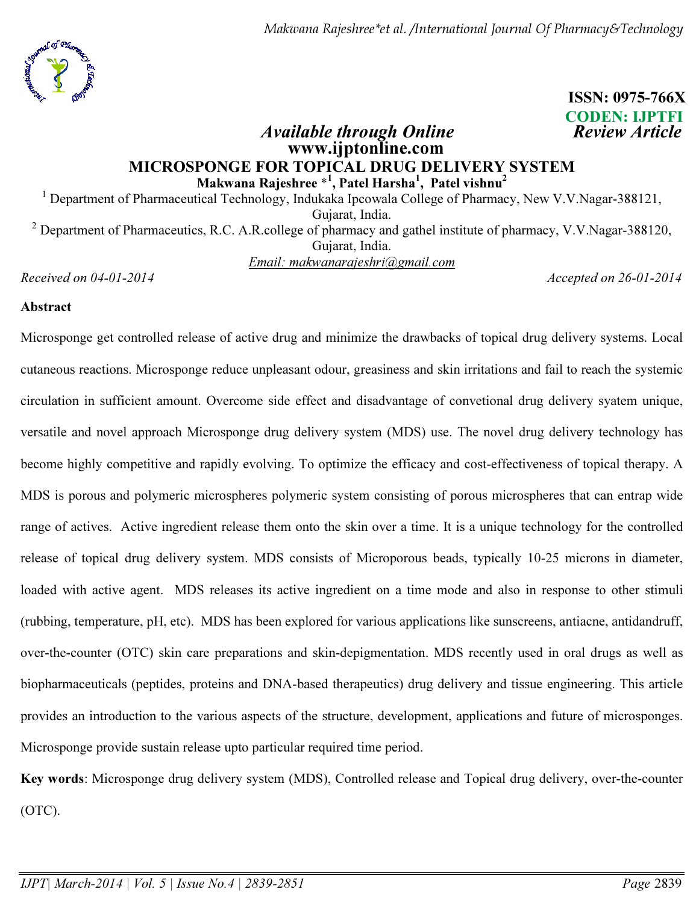ISSN: 0975-766X
CODEN: IJPTFI

*Available through Online* *Review Article*

**www.ijptonline.com**

# MICROSPONGE FOR TOPICAL DRUG DELIVERY SYSTEM

**Makwana Rajeshree \*[1], Patel Harsha[1], Patel vishnu[2]**

[1] Department of Pharmaceutical Technology, Indukaka Ipcowala College of Pharmacy, New V.V.Nagar-388121, Gujarat, India.

[2] Department of Pharmaceutics, R.C. A.R.college of pharmacy and gathel institute of pharmacy, V.V.Nagar-388120, Gujarat, India.

Email: makwanarajeshri@gmail.com

*Received on 04-01-2014* *Accepted on 26-01-2014*

## Abstract

Microsponge get controlled release of active drug and minimize the drawbacks of topical drug delivery systems. Local cutaneous reactions. Microsponge reduce unpleasant odour, greasiness and skin irritations and fail to reach the systemic circulation in sufficient amount. Overcome side effect and disadvantage of convetional drug delivery syatem unique, versatile and novel approach Microsponge drug delivery system (MDS) use. The novel drug delivery technology has become highly competitive and rapidly evolving. To optimize the efficacy and cost-effectiveness of topical therapy. A MDS is porous and polymeric microspheres polymeric system consisting of porous microspheres that can entrap wide range of actives. Active ingredient release them onto the skin over a time. It is a unique technology for the controlled release of topical drug delivery system. MDS consists of Microporous beads, typically 10-25 microns in diameter, loaded with active agent. MDS releases its active ingredient on a time mode and also in response to other stimuli (rubbing, temperature, pH, etc). MDS has been explored for various applications like sunscreens, antiacne, antidandruff, over-the-counter (OTC) skin care preparations and skin-depigmentation. MDS recently used in oral drugs as well as biopharmaceuticals (peptides, proteins and DNA-based therapeutics) drug delivery and tissue engineering. This article provides an introduction to the various aspects of the structure, development, applications and future of microsponges. Microsponge provide sustain release upto particular required time period.

**Key words**: Microsponge drug delivery system (MDS), Controlled release and Topical drug delivery, over-the-counter (OTC).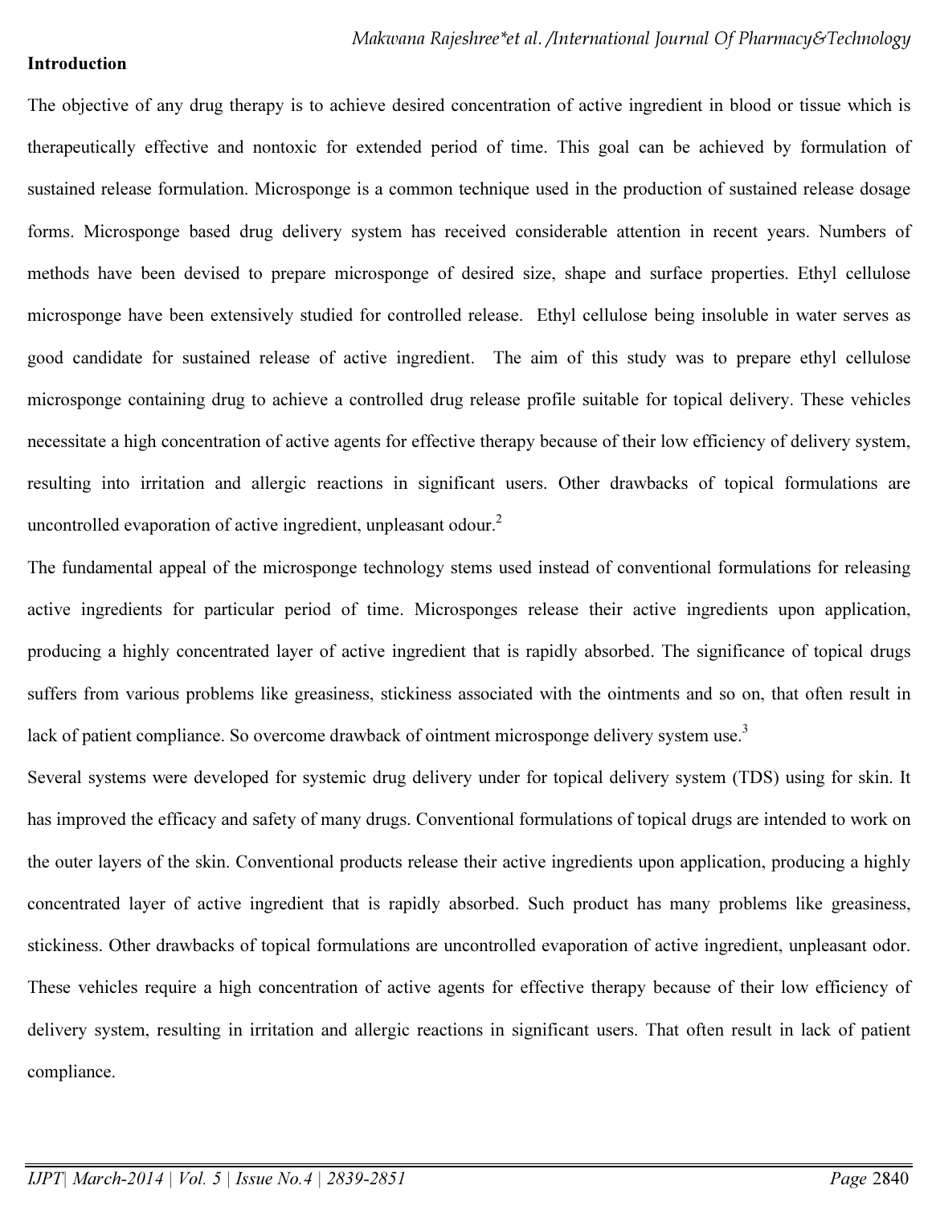**Introduction**

The objective of any drug therapy is to achieve desired concentration of active ingredient in blood or tissue which is therapeutically effective and nontoxic for extended period of time. This goal can be achieved by formulation of sustained release formulation. Microsponge is a common technique used in the production of sustained release dosage forms. Microsponge based drug delivery system has received considerable attention in recent years. Numbers of methods have been devised to prepare microsponge of desired size, shape and surface properties. Ethyl cellulose microsponge have been extensively studied for controlled release. Ethyl cellulose being insoluble in water serves as good candidate for sustained release of active ingredient. The aim of this study was to prepare ethyl cellulose microsponge containing drug to achieve a controlled drug release profile suitable for topical delivery. These vehicles necessitate a high concentration of active agents for effective therapy because of their low efficiency of delivery system, resulting into irritation and allergic reactions in significant users. Other drawbacks of topical formulations are uncontrolled evaporation of active ingredient, unpleasant odour.[2]

The fundamental appeal of the microsponge technology stems used instead of conventional formulations for releasing active ingredients for particular period of time. Microsponges release their active ingredients upon application, producing a highly concentrated layer of active ingredient that is rapidly absorbed. The significance of topical drugs suffers from various problems like greasiness, stickiness associated with the ointments and so on, that often result in lack of patient compliance. So overcome drawback of ointment microsponge delivery system use.[3]

Several systems were developed for systemic drug delivery under for topical delivery system (TDS) using for skin. It has improved the efficacy and safety of many drugs. Conventional formulations of topical drugs are intended to work on the outer layers of the skin. Conventional products release their active ingredients upon application, producing a highly concentrated layer of active ingredient that is rapidly absorbed. Such product has many problems like greasiness, stickiness. Other drawbacks of topical formulations are uncontrolled evaporation of active ingredient, unpleasant odor. These vehicles require a high concentration of active agents for effective therapy because of their low efficiency of delivery system, resulting in irritation and allergic reactions in significant users. That often result in lack of patient compliance.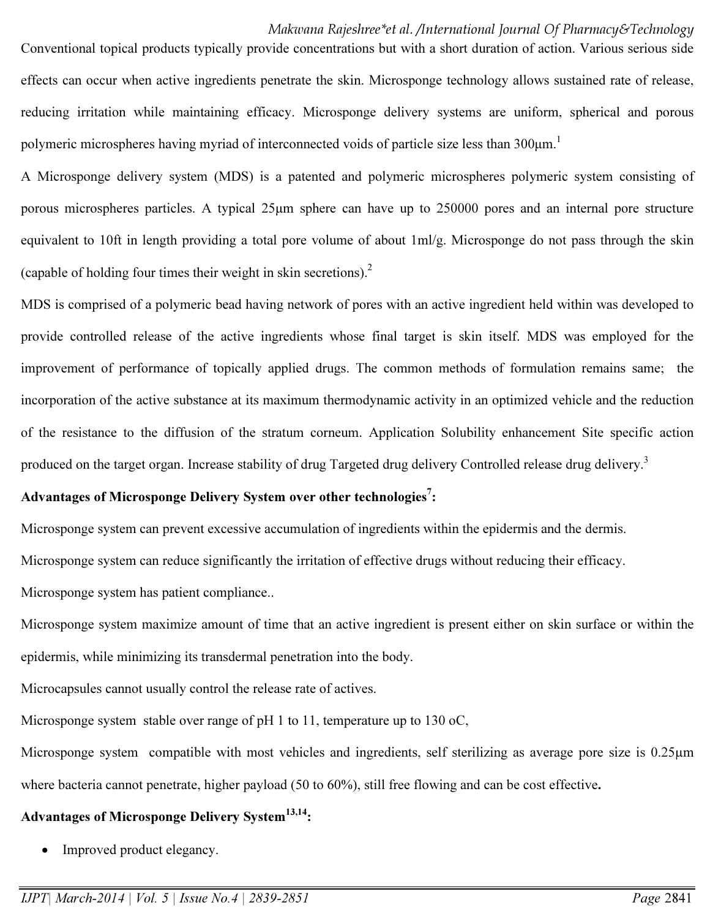Conventional topical products typically provide concentrations but with a short duration of action. Various serious side effects can occur when active ingredients penetrate the skin. Microsponge technology allows sustained rate of release, reducing irritation while maintaining efficacy. Microsponge delivery systems are uniform, spherical and porous polymeric microspheres having myriad of interconnected voids of particle size less than 300μm.[1]

A Microsponge delivery system (MDS) is a patented and polymeric microspheres polymeric system consisting of porous microspheres particles. A typical 25μm sphere can have up to 250000 pores and an internal pore structure equivalent to 10ft in length providing a total pore volume of about 1ml/g. Microsponge do not pass through the skin (capable of holding four times their weight in skin secretions).[2]

MDS is comprised of a polymeric bead having network of pores with an active ingredient held within was developed to provide controlled release of the active ingredients whose final target is skin itself. MDS was employed for the improvement of performance of topically applied drugs. The common methods of formulation remains same; the incorporation of the active substance at its maximum thermodynamic activity in an optimized vehicle and the reduction of the resistance to the diffusion of the stratum corneum. Application Solubility enhancement Site specific action produced on the target organ. Increase stability of drug Targeted drug delivery Controlled release drug delivery.[3]

**Advantages of Microsponge Delivery System over other technologies[7]:**

Microsponge system can prevent excessive accumulation of ingredients within the epidermis and the dermis.

Microsponge system can reduce significantly the irritation of effective drugs without reducing their efficacy.

Microsponge system has patient compliance..

Microsponge system maximize amount of time that an active ingredient is present either on skin surface or within the epidermis, while minimizing its transdermal penetration into the body.

Microcapsules cannot usually control the release rate of actives.

Microsponge system stable over range of pH 1 to 11, temperature up to 130 oC,

Microsponge system compatible with most vehicles and ingredients, self sterilizing as average pore size is 0.25μm where bacteria cannot penetrate, higher payload (50 to 60%), still free flowing and can be cost effective**.**

**Advantages of Microsponge Delivery System[13,14]:**

- Improved product elegancy.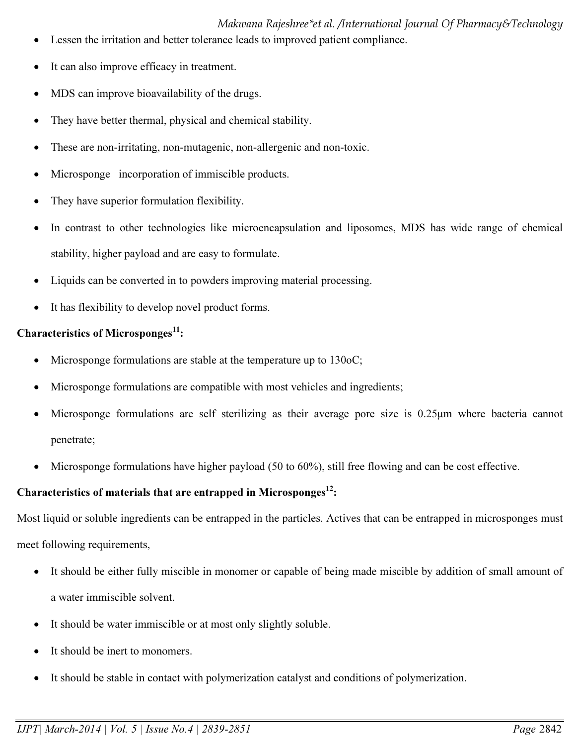- Lessen the irritation and better tolerance leads to improved patient compliance.
- It can also improve efficacy in treatment.
- MDS can improve bioavailability of the drugs.
- They have better thermal, physical and chemical stability.
- These are non-irritating, non-mutagenic, non-allergenic and non-toxic.
- Microsponge incorporation of immiscible products.
- They have superior formulation flexibility.
- In contrast to other technologies like microencapsulation and liposomes, MDS has wide range of chemical stability, higher payload and are easy to formulate.
- Liquids can be converted in to powders improving material processing.
- It has flexibility to develop novel product forms.

**Characteristics of Microsponges[11]:**

- Microsponge formulations are stable at the temperature up to 130oC;
- Microsponge formulations are compatible with most vehicles and ingredients;
- Microsponge formulations are self sterilizing as their average pore size is 0.25μm where bacteria cannot penetrate;
- Microsponge formulations have higher payload (50 to 60%), still free flowing and can be cost effective.

**Characteristics of materials that are entrapped in Microsponges[12]:**

Most liquid or soluble ingredients can be entrapped in the particles. Actives that can be entrapped in microsponges must meet following requirements,

- It should be either fully miscible in monomer or capable of being made miscible by addition of small amount of a water immiscible solvent.
- It should be water immiscible or at most only slightly soluble.
- It should be inert to monomers.
- It should be stable in contact with polymerization catalyst and conditions of polymerization.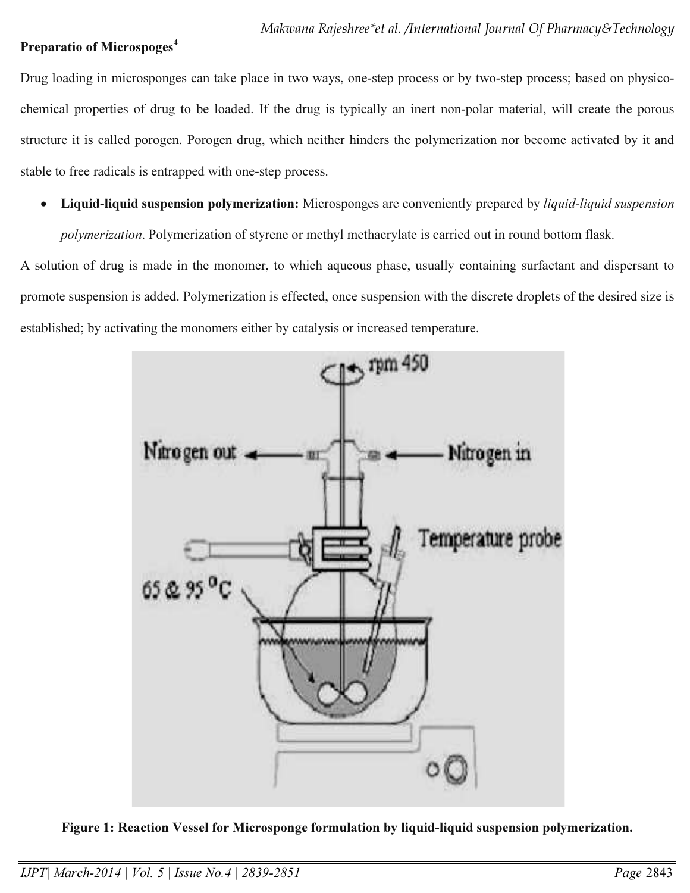**Preparatio of Microspoges[4]**

Drug loading in microsponges can take place in two ways, one-step process or by two-step process; based on physico-chemical properties of drug to be loaded. If the drug is typically an inert non-polar material, will create the porous structure it is called porogen. Porogen drug, which neither hinders the polymerization nor become activated by it and stable to free radicals is entrapped with one-step process.

- **Liquid-liquid suspension polymerization:** Microsponges are conveniently prepared by *liquid-liquid suspension polymerization*. Polymerization of styrene or methyl methacrylate is carried out in round bottom flask.

A solution of drug is made in the monomer, to which aqueous phase, usually containing surfactant and dispersant to promote suspension is added. Polymerization is effected, once suspension with the discrete droplets of the desired size is established; by activating the monomers either by catalysis or increased temperature.

**Figure 1: Reaction Vessel for Microsponge formulation by liquid-liquid suspension polymerization.**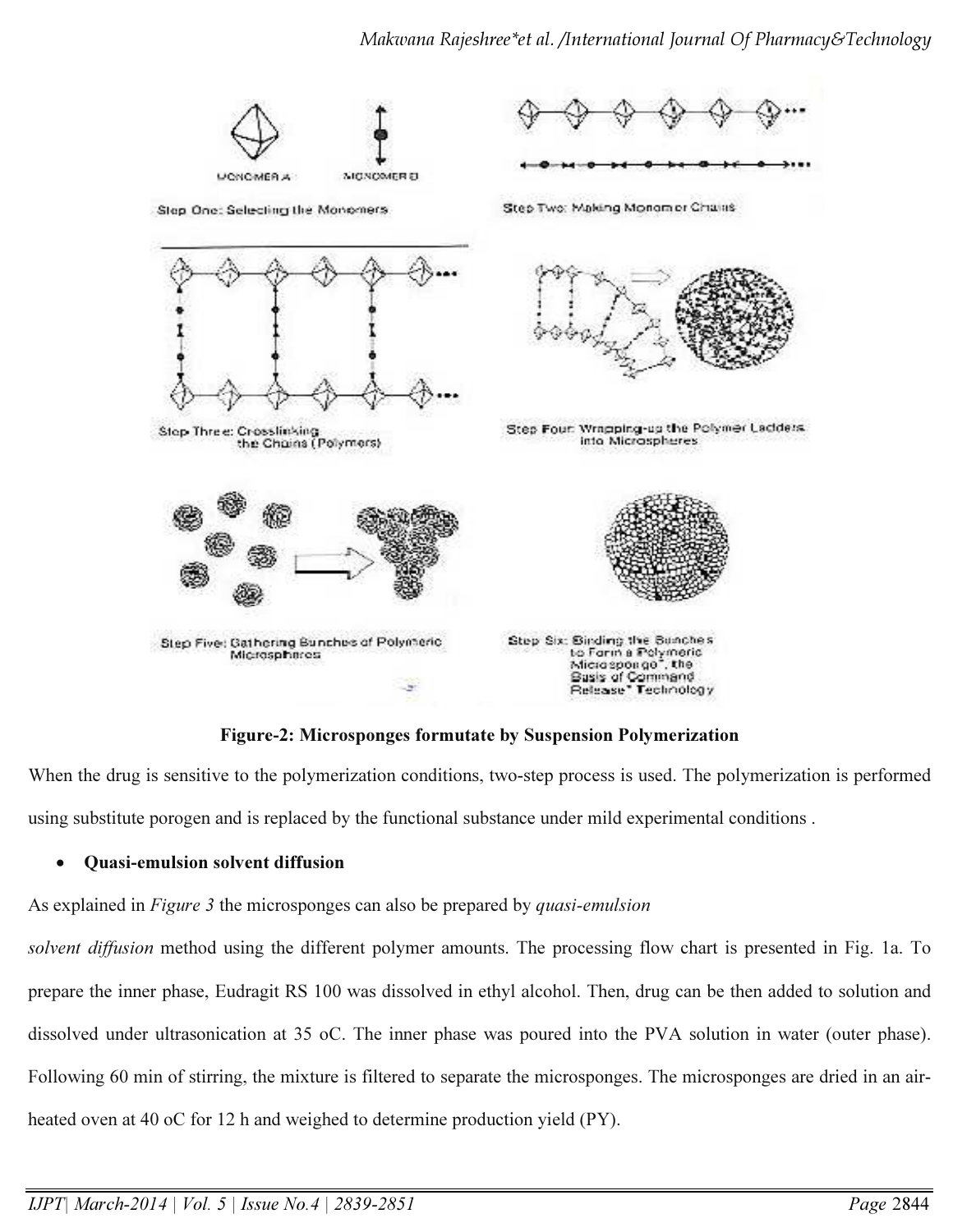Step One: Selecting the Monomers

Step Two: Making Monomer Chains

Step Three: Crosslinking the Chains (Polymers)

Step Four: Wrapping-up the Polymer Ladders into Microspheres

Step Five: Gathering Bunches of Polymeric Microspheres

Step Six: Binding the Bunches to Form a Polymeric Microsponge*, the Basis of Command Release* Technology

**Figure-2: Microsponges formutate by Suspension Polymerization**

When the drug is sensitive to the polymerization conditions, two-step process is used. The polymerization is performed using substitute porogen and is replaced by the functional substance under mild experimental conditions .

- **Quasi-emulsion solvent diffusion**

As explained in *Figure 3* the microsponges can also be prepared by *quasi-emulsion solvent diffusion* method using the different polymer amounts. The processing flow chart is presented in Fig. 1a. To prepare the inner phase, Eudragit RS 100 was dissolved in ethyl alcohol. Then, drug can be then added to solution and dissolved under ultrasonication at 35 oC. The inner phase was poured into the PVA solution in water (outer phase). Following 60 min of stirring, the mixture is filtered to separate the microsponges. The microsponges are dried in an air-heated oven at 40 oC for 12 h and weighed to determine production yield (PY).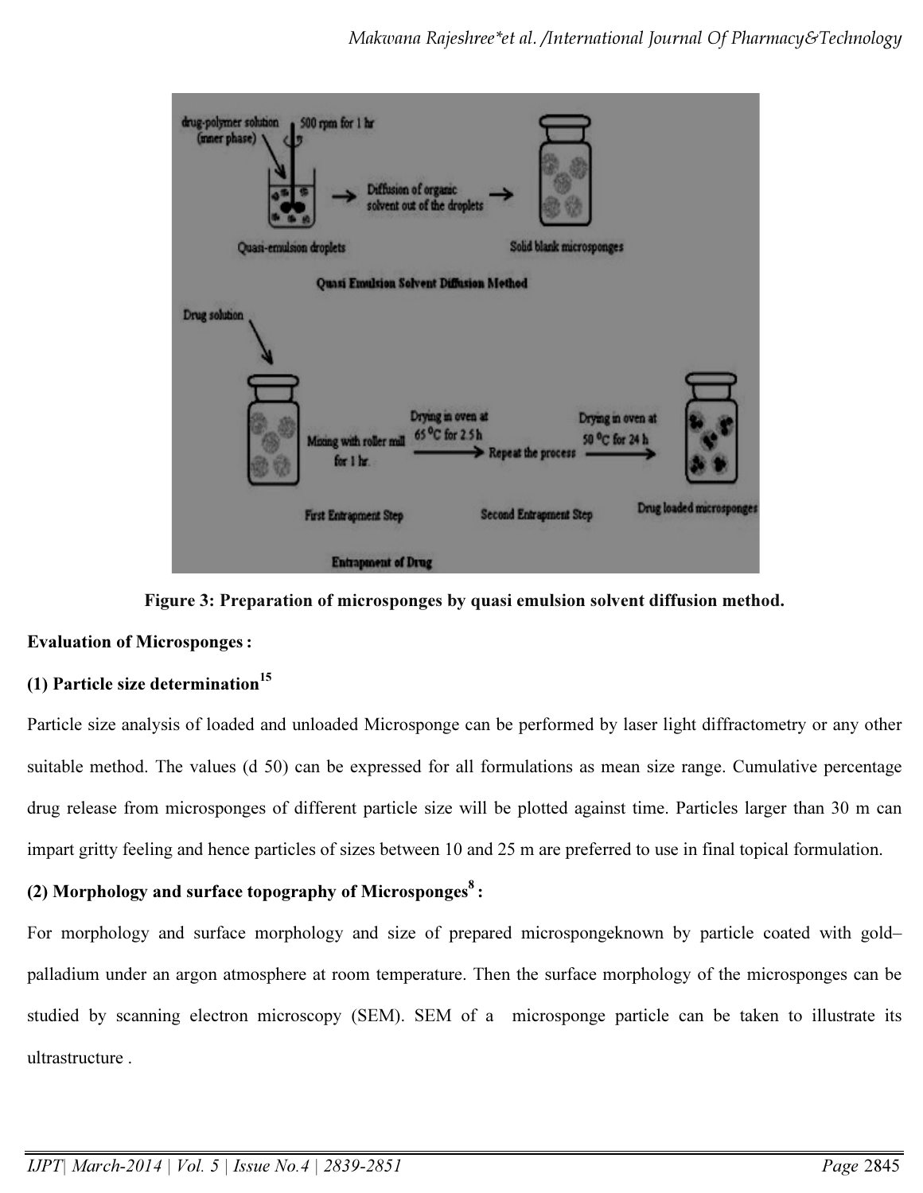Figure 3: Preparation of microsponges by quasi emulsion solvent diffusion method.

**Evaluation of Microsponges :**

**(1) Particle size determination[15]**

Particle size analysis of loaded and unloaded Microsponge can be performed by laser light diffractometry or any other suitable method. The values (d 50) can be expressed for all formulations as mean size range. Cumulative percentage drug release from microsponges of different particle size will be plotted against time. Particles larger than 30 m can impart gritty feeling and hence particles of sizes between 10 and 25 m are preferred to use in final topical formulation.

**(2) Morphology and surface topography of Microsponges[8] :**

For morphology and surface morphology and size of prepared microspongeknown by particle coated with gold–palladium under an argon atmosphere at room temperature. Then the surface morphology of the microsponges can be studied by scanning electron microscopy (SEM). SEM of a microsponge particle can be taken to illustrate its ultrastructure .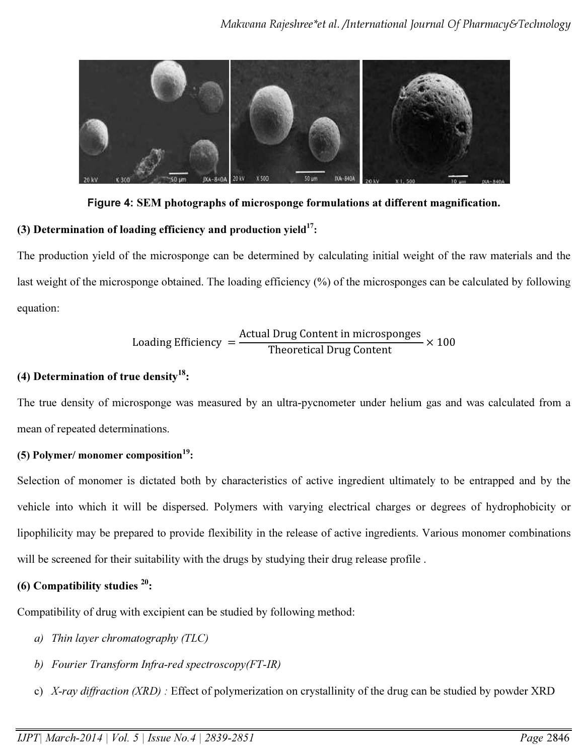**Figure 4: SEM photographs of microsponge formulations at different magnification.**

**(3) Determination of loading efficiency and production yield[17]:**

The production yield of the microsponge can be determined by calculating initial weight of the raw materials and the last weight of the microsponge obtained. The loading efficiency (%) of the microsponges can be calculated by following equation:

$$\text{Loading Efficiency} = \frac{\text{Actual Drug Content in microsponges}}{\text{Theoretical Drug Content}} \times 100$$

**(4) Determination of true density[18]:**

The true density of microsponge was measured by an ultra-pycnometer under helium gas and was calculated from a mean of repeated determinations.

**(5) Polymer/ monomer composition[19]:**

Selection of monomer is dictated both by characteristics of active ingredient ultimately to be entrapped and by the vehicle into which it will be dispersed. Polymers with varying electrical charges or degrees of hydrophobicity or lipophilicity may be prepared to provide flexibility in the release of active ingredients. Various monomer combinations will be screened for their suitability with the drugs by studying their drug release profile .

**(6) Compatibility studies [20]:**

Compatibility of drug with excipient can be studied by following method:

a) *Thin layer chromatography (TLC)*
b) *Fourier Transform Infra-red spectroscopy(FT-IR)*
c) *X-ray diffraction (XRD) :* Effect of polymerization on crystallinity of the drug can be studied by powder XRD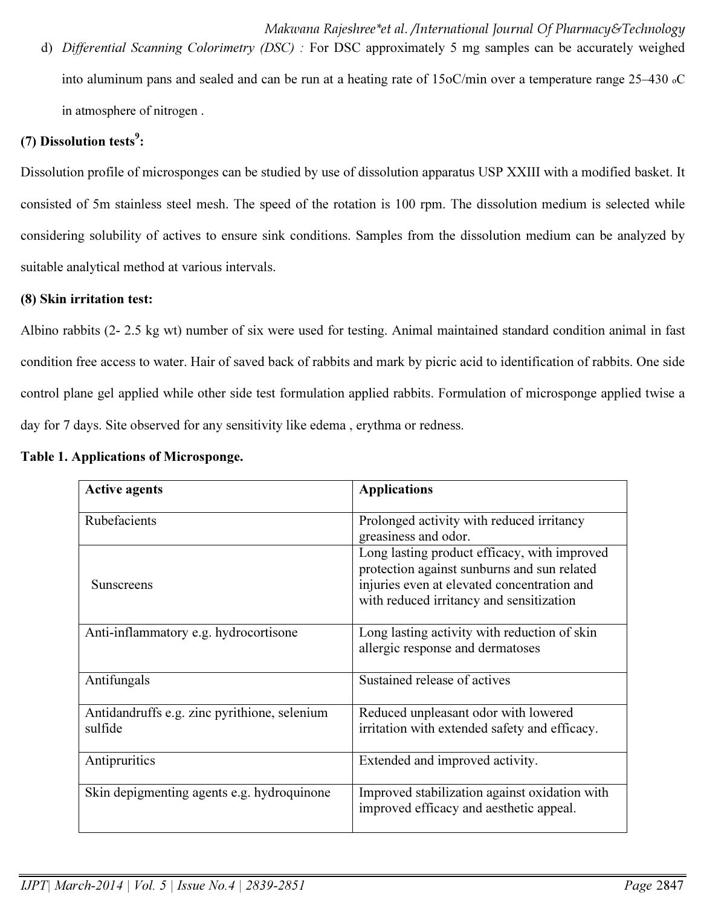d) *Differential Scanning Colorimetry (DSC) :* For DSC approximately 5 mg samples can be accurately weighed into aluminum pans and sealed and can be run at a heating rate of 15oC/min over a temperature range 25–430 oC in atmosphere of nitrogen .

**(7) Dissolution tests[9]:**

Dissolution profile of microsponges can be studied by use of dissolution apparatus USP XXIII with a modified basket. It consisted of 5m stainless steel mesh. The speed of the rotation is 100 rpm. The dissolution medium is selected while considering solubility of actives to ensure sink conditions. Samples from the dissolution medium can be analyzed by suitable analytical method at various intervals.

**(8) Skin irritation test:**

Albino rabbits (2- 2.5 kg wt) number of six were used for testing. Animal maintained standard condition animal in fast condition free access to water. Hair of saved back of rabbits and mark by picric acid to identification of rabbits. One side control plane gel applied while other side test formulation applied rabbits. Formulation of microsponge applied twise a day for 7 days. Site observed for any sensitivity like edema , erythma or redness.

**Table 1. Applications of Microsponge.**

| Active agents | Applications |
|---|---|
| Rubefacients | Prolonged activity with reduced irritancy greasiness and odor. |
| Sunscreens | Long lasting product efficacy, with improved protection against sunburns and sun related injuries even at elevated concentration and with reduced irritancy and sensitization |
| Anti-inflammatory e.g. hydrocortisone | Long lasting activity with reduction of skin allergic response and dermatoses |
| Antifungals | Sustained release of actives |
| Antidandruffs e.g. zinc pyrithione, selenium sulfide | Reduced unpleasant odor with lowered irritation with extended safety and efficacy. |
| Antipruritics | Extended and improved activity. |
| Skin depigmenting agents e.g. hydroquinone | Improved stabilization against oxidation with improved efficacy and aesthetic appeal. |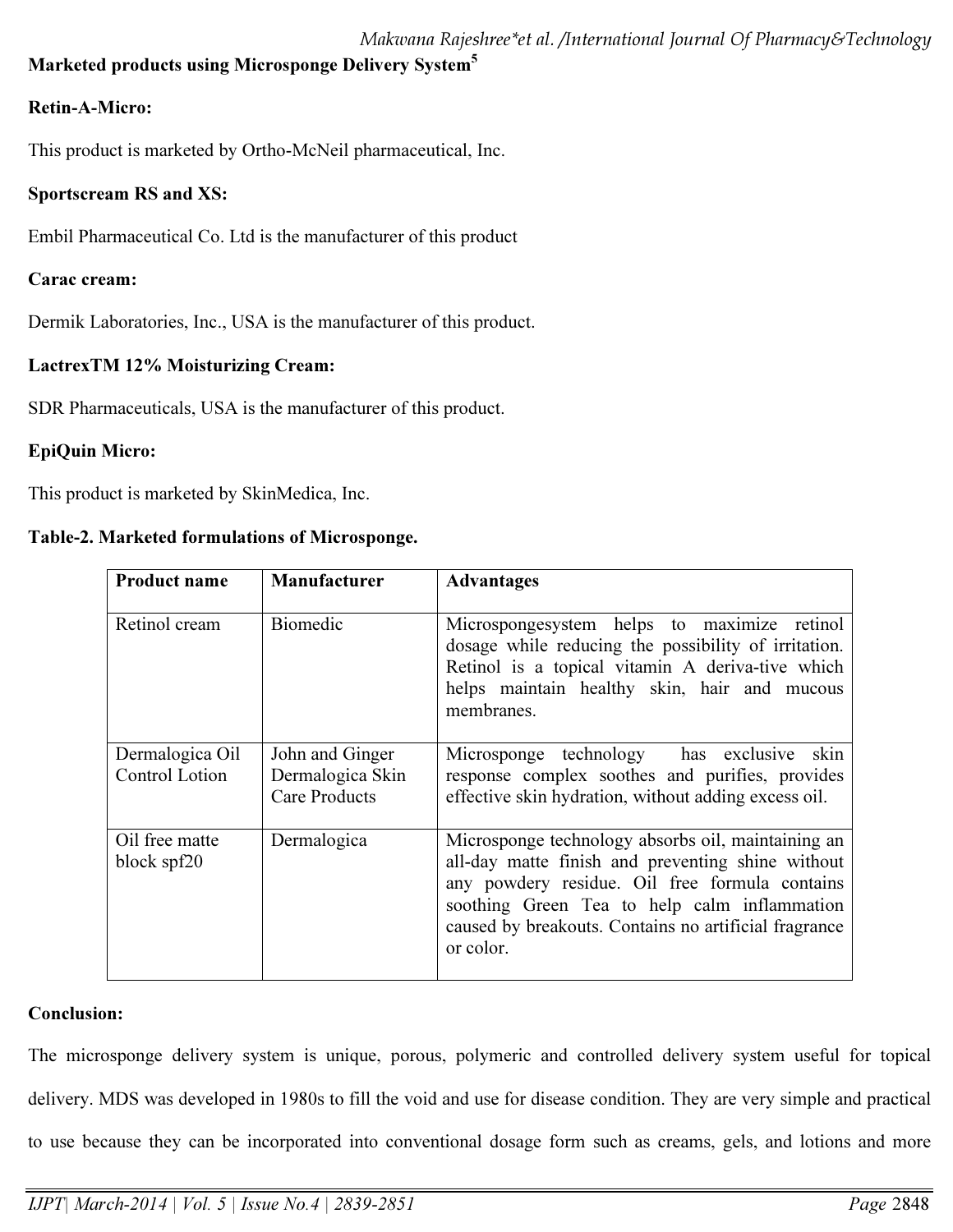**Marketed products using Microsponge Delivery System[5]**

**Retin-A-Micro:**

This product is marketed by Ortho-McNeil pharmaceutical, Inc.

**Sportscream RS and XS:**

Embil Pharmaceutical Co. Ltd is the manufacturer of this product

**Carac cream:**

Dermik Laboratories, Inc., USA is the manufacturer of this product.

**LactrexTM 12% Moisturizing Cream:**

SDR Pharmaceuticals, USA is the manufacturer of this product.

**EpiQuin Micro:**

This product is marketed by SkinMedica, Inc.

**Table-2. Marketed formulations of Microsponge.**

| Product name | Manufacturer | Advantages |
|---|---|---|
| Retinol cream | Biomedic | Microspongesystem helps to maximize retinol dosage while reducing the possibility of irritation. Retinol is a topical vitamin A deriva-tive which helps maintain healthy skin, hair and mucous membranes. |
| Dermalogica Oil Control Lotion | John and Ginger Dermalogica Skin Care Products | Microsponge technology has exclusive skin response complex soothes and purifies, provides effective skin hydration, without adding excess oil. |
| Oil free matte block spf20 | Dermalogica | Microsponge technology absorbs oil, maintaining an all-day matte finish and preventing shine without any powdery residue. Oil free formula contains soothing Green Tea to help calm inflammation caused by breakouts. Contains no artificial fragrance or color. |

**Conclusion:**

The microsponge delivery system is unique, porous, polymeric and controlled delivery system useful for topical delivery. MDS was developed in 1980s to fill the void and use for disease condition. They are very simple and practical to use because they can be incorporated into conventional dosage form such as creams, gels, and lotions and more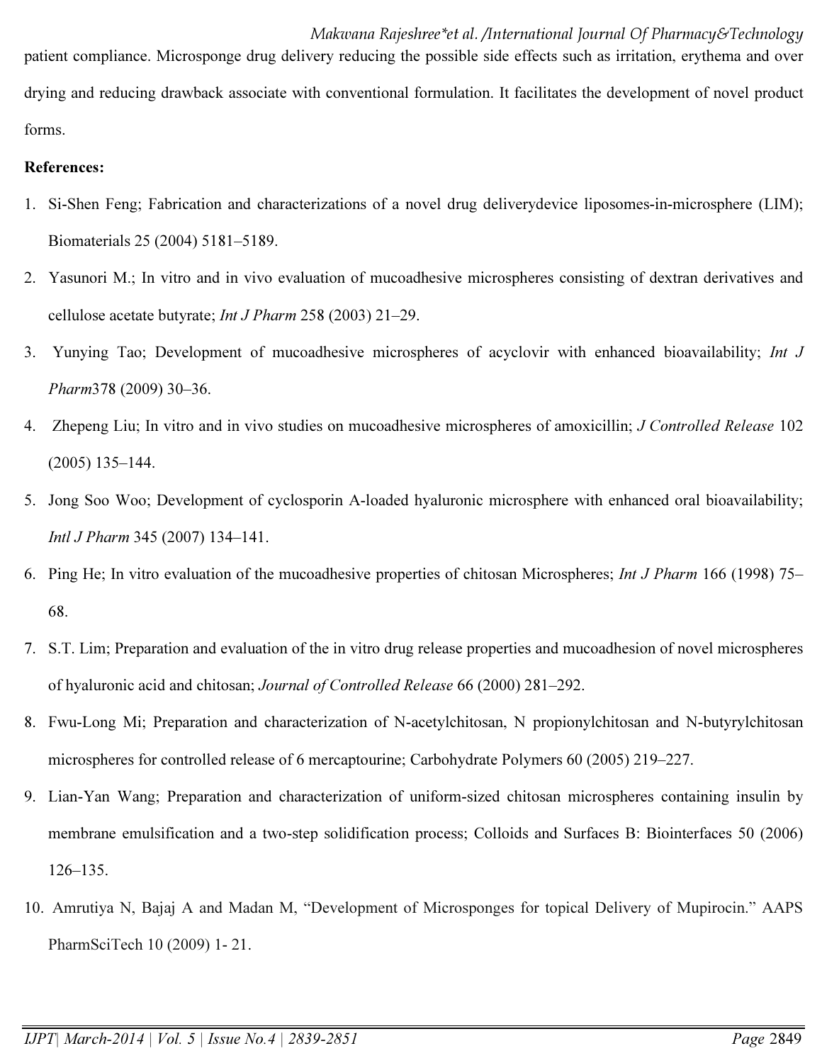patient compliance. Microsponge drug delivery reducing the possible side effects such as irritation, erythema and over drying and reducing drawback associate with conventional formulation. It facilitates the development of novel product forms.

**References:**

1. Si-Shen Feng; Fabrication and characterizations of a novel drug deliverydevice liposomes-in-microsphere (LIM); Biomaterials 25 (2004) 5181–5189.
2. Yasunori M.; In vitro and in vivo evaluation of mucoadhesive microspheres consisting of dextran derivatives and cellulose acetate butyrate; *Int J Pharm* 258 (2003) 21–29.
3. Yunying Tao; Development of mucoadhesive microspheres of acyclovir with enhanced bioavailability; *Int J Pharm*378 (2009) 30–36.
4. Zhepeng Liu; In vitro and in vivo studies on mucoadhesive microspheres of amoxicillin; *J Controlled Release* 102 (2005) 135–144.
5. Jong Soo Woo; Development of cyclosporin A-loaded hyaluronic microsphere with enhanced oral bioavailability; *Intl J Pharm* 345 (2007) 134–141.
6. Ping He; In vitro evaluation of the mucoadhesive properties of chitosan Microspheres; *Int J Pharm* 166 (1998) 75–68.
7. S.T. Lim; Preparation and evaluation of the in vitro drug release properties and mucoadhesion of novel microspheres of hyaluronic acid and chitosan; *Journal of Controlled Release* 66 (2000) 281–292.
8. Fwu-Long Mi; Preparation and characterization of N-acetylchitosan, N propionylchitosan and N-butyrylchitosan microspheres for controlled release of 6 mercaptourine; Carbohydrate Polymers 60 (2005) 219–227.
9. Lian-Yan Wang; Preparation and characterization of uniform-sized chitosan microspheres containing insulin by membrane emulsification and a two-step solidification process; Colloids and Surfaces B: Biointerfaces 50 (2006) 126–135.
10. Amrutiya N, Bajaj A and Madan M, "Development of Microsponges for topical Delivery of Mupirocin." AAPS PharmSciTech 10 (2009) 1- 21.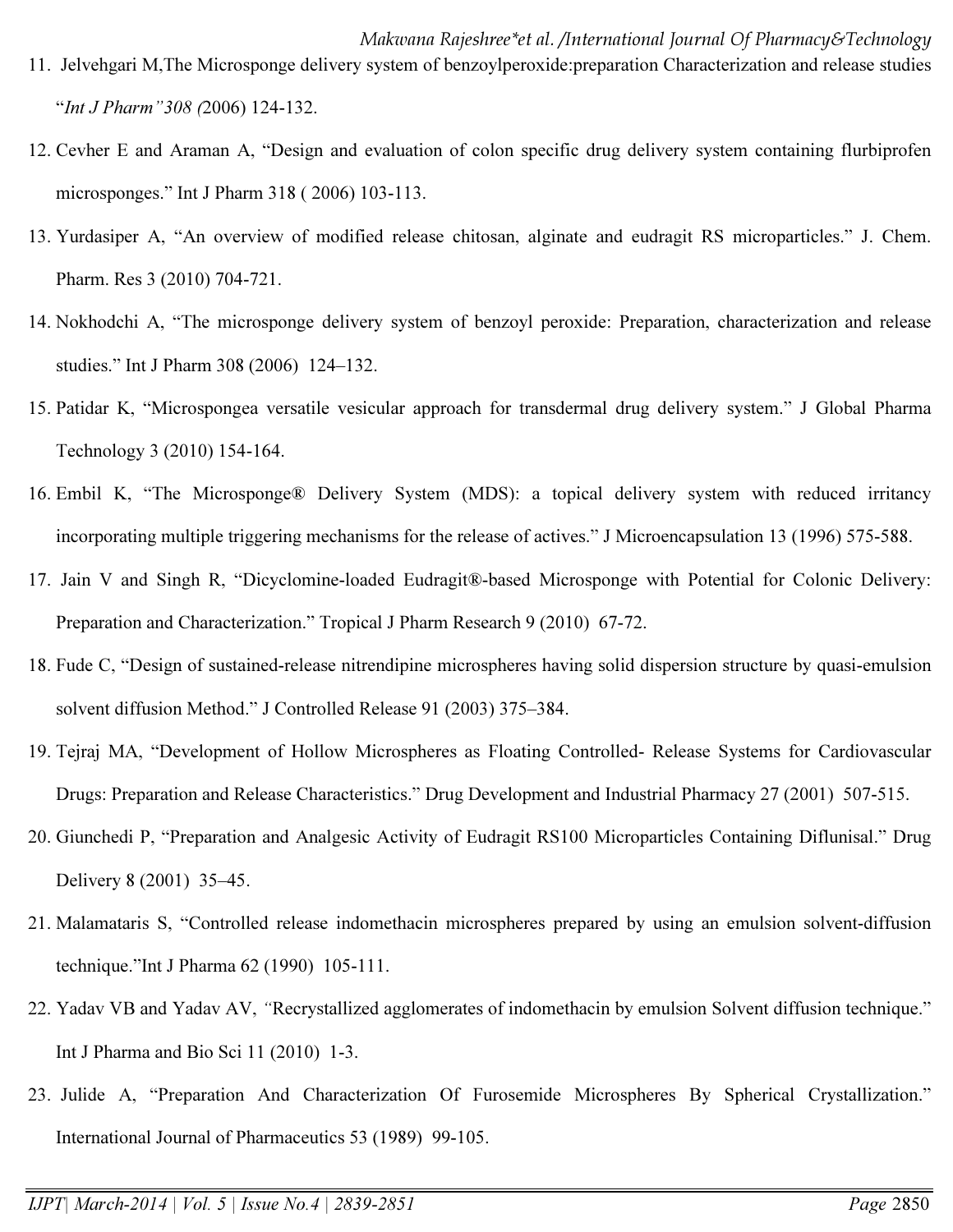11. Jelvehgari M,The Microsponge delivery system of benzoylperoxide:preparation Characterization and release studies "*Int J Pharm"308 (*2006) 124-132.
12. Cevher E and Araman A, "Design and evaluation of colon specific drug delivery system containing flurbiprofen microsponges." Int J Pharm 318 ( 2006) 103-113.
13. Yurdasiper A, "An overview of modified release chitosan, alginate and eudragit RS microparticles." J. Chem. Pharm. Res 3 (2010) 704-721.
14. Nokhodchi A, "The microsponge delivery system of benzoyl peroxide: Preparation, characterization and release studies." Int J Pharm 308 (2006) 124–132.
15. Patidar K, "Microspongea versatile vesicular approach for transdermal drug delivery system." J Global Pharma Technology 3 (2010) 154-164.
16. Embil K, "The Microsponge® Delivery System (MDS): a topical delivery system with reduced irritancy incorporating multiple triggering mechanisms for the release of actives." J Microencapsulation 13 (1996) 575-588.
17. Jain V and Singh R, "Dicyclomine-loaded Eudragit®-based Microsponge with Potential for Colonic Delivery: Preparation and Characterization." Tropical J Pharm Research 9 (2010) 67-72.
18. Fude C, "Design of sustained-release nitrendipine microspheres having solid dispersion structure by quasi-emulsion solvent diffusion Method." J Controlled Release 91 (2003) 375–384.
19. Tejraj MA, "Development of Hollow Microspheres as Floating Controlled- Release Systems for Cardiovascular Drugs: Preparation and Release Characteristics." Drug Development and Industrial Pharmacy 27 (2001) 507-515.
20. Giunchedi P, "Preparation and Analgesic Activity of Eudragit RS100 Microparticles Containing Diflunisal." Drug Delivery 8 (2001) 35–45.
21. Malamataris S, "Controlled release indomethacin microspheres prepared by using an emulsion solvent-diffusion technique."Int J Pharma 62 (1990) 105-111.
22. Yadav VB and Yadav AV, "Recrystallized agglomerates of indomethacin by emulsion Solvent diffusion technique." Int J Pharma and Bio Sci 11 (2010) 1-3.
23. Julide A, "Preparation And Characterization Of Furosemide Microspheres By Spherical Crystallization." International Journal of Pharmaceutics 53 (1989) 99-105.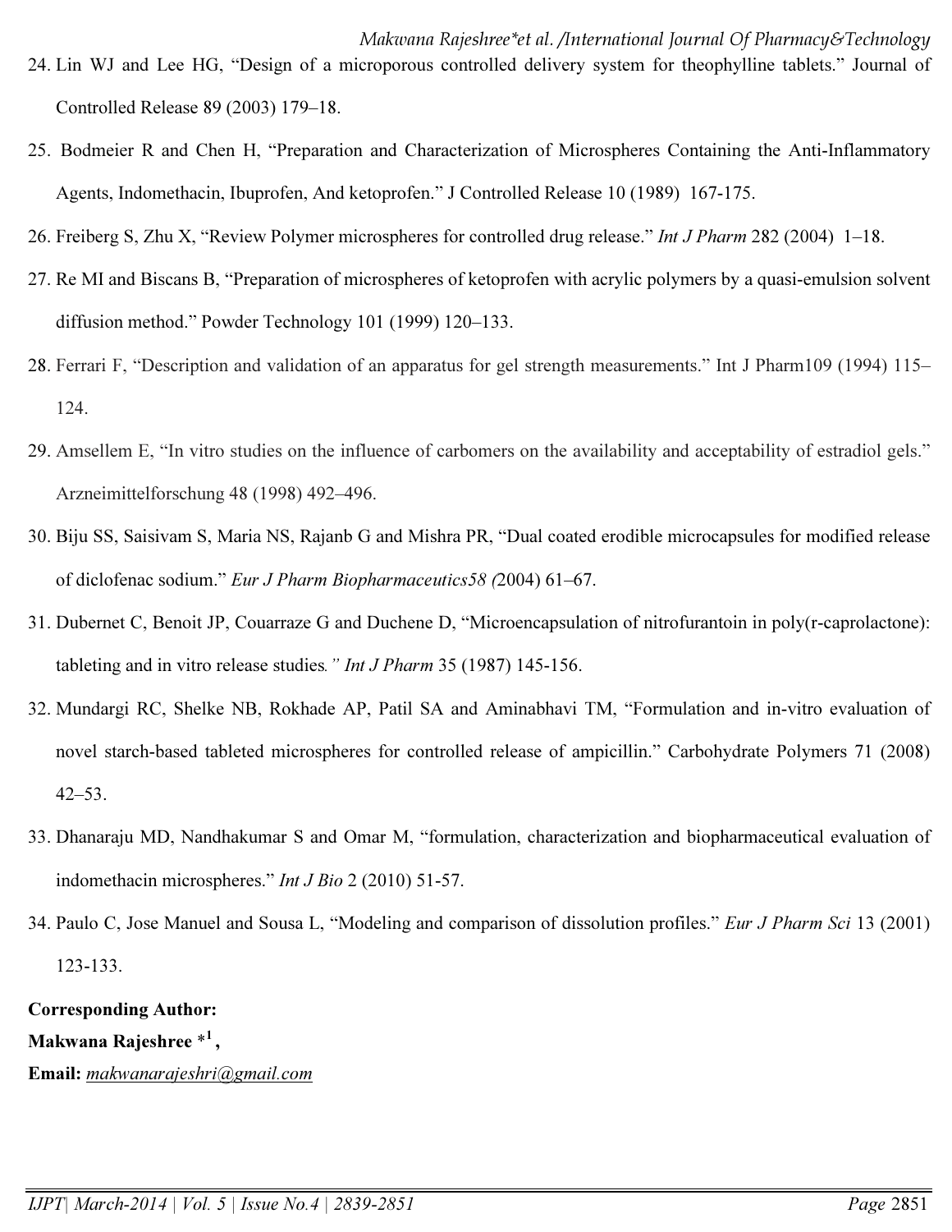24. Lin WJ and Lee HG, "Design of a microporous controlled delivery system for theophylline tablets." Journal of Controlled Release 89 (2003) 179–18.
25. Bodmeier R and Chen H, "Preparation and Characterization of Microspheres Containing the Anti-Inflammatory Agents, Indomethacin, Ibuprofen, And ketoprofen." J Controlled Release 10 (1989) 167-175.
26. Freiberg S, Zhu X, "Review Polymer microspheres for controlled drug release." *Int J Pharm* 282 (2004) 1–18.
27. Re MI and Biscans B, "Preparation of microspheres of ketoprofen with acrylic polymers by a quasi-emulsion solvent diffusion method." Powder Technology 101 (1999) 120–133.
28. Ferrari F, "Description and validation of an apparatus for gel strength measurements." Int J Pharm109 (1994) 115–124.
29. Amsellem E, "In vitro studies on the influence of carbomers on the availability and acceptability of estradiol gels." Arzneimittelforschung 48 (1998) 492–496.
30. Biju SS, Saisivam S, Maria NS, Rajanb G and Mishra PR, "Dual coated erodible microcapsules for modified release of diclofenac sodium." *Eur J Pharm Biopharmaceutics58 (*2004) 61–67.
31. Dubernet C, Benoit JP, Couarraze G and Duchene D, "Microencapsulation of nitrofurantoin in poly(r-caprolactone): tableting and in vitro release studies*." Int J Pharm* 35 (1987) 145-156.
32. Mundargi RC, Shelke NB, Rokhade AP, Patil SA and Aminabhavi TM, "Formulation and in-vitro evaluation of novel starch-based tableted microspheres for controlled release of ampicillin." Carbohydrate Polymers 71 (2008) 42–53.
33. Dhanaraju MD, Nandhakumar S and Omar M, "formulation, characterization and biopharmaceutical evaluation of indomethacin microspheres." *Int J Bio* 2 (2010) 51-57.
34. Paulo C, Jose Manuel and Sousa L, "Modeling and comparison of dissolution profiles." *Eur J Pharm Sci* 13 (2001) 123-133.

**Corresponding Author:**

**Makwana Rajeshree \*[1],**

**Email:** makwanarajeshri@gmail.com